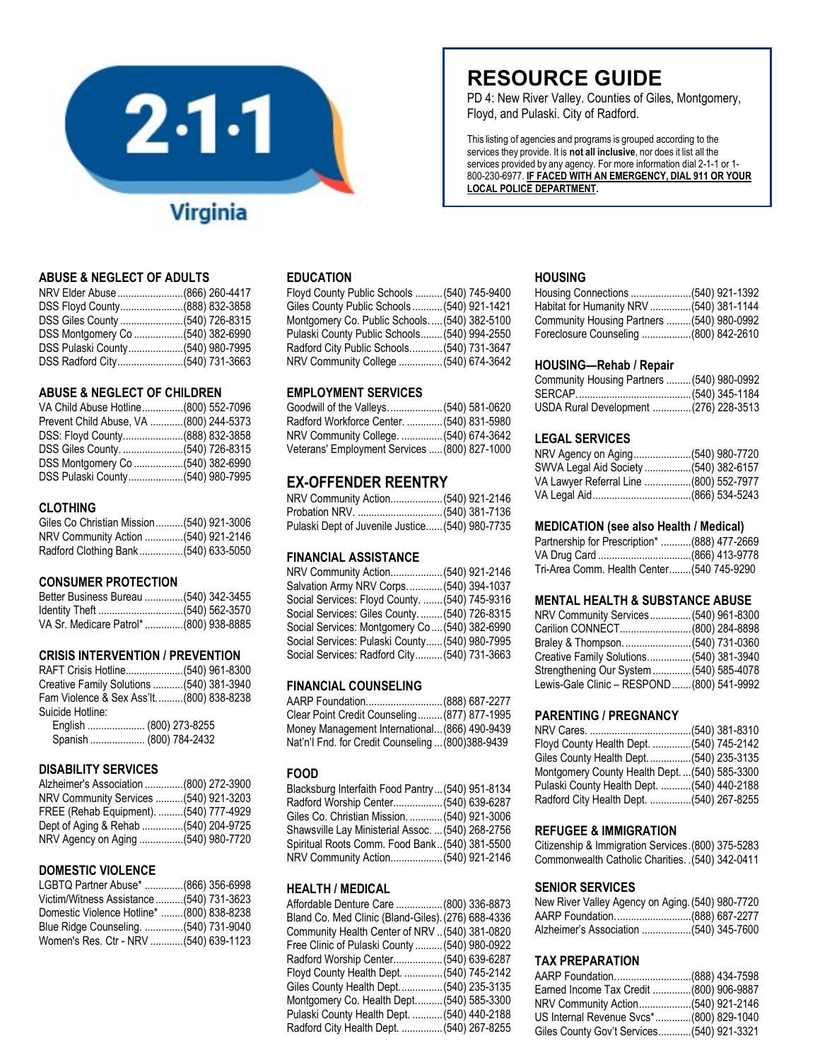2·1·1 Virginia

# RESOURCE GUIDE

PD 4: New River Valley. Counties of Giles, Montgomery, Floyd, and Pulaski. City of Radford.

This listing of agencies and programs is grouped according to the services they provide. It is **not all inclusive**, nor does it list all the services provided by any agency. For more information dial 2-1-1 or 1-800-230-6977. **IF FACED WITH AN EMERGENCY, DIAL 911 OR YOUR LOCAL POLICE DEPARTMENT.**

## ABUSE & NEGLECT OF ADULTS

- NRV Elder Abuse ........ (866) 260-4417
- DSS Floyd County ........ (888) 832-3858
- DSS Giles County ........ (540) 726-8315
- DSS Montgomery Co ........ (540) 382-6990
- DSS Pulaski County ........ (540) 980-7995
- DSS Radford City ........ (540) 731-3663

## ABUSE & NEGLECT OF CHILDREN

- VA Child Abuse Hotline ........ (800) 552-7096
- Prevent Child Abuse, VA ........ (800) 244-5373
- DSS: Floyd County ........ (888) 832-3858
- DSS Giles County. ........ (540) 726-8315
- DSS Montgomery Co ........ (540) 382-6990
- DSS Pulaski County ........ (540) 980-7995

## CLOTHING

- Giles Co Christian Mission ........ (540) 921-3006
- NRV Community Action ........ (540) 921-2146
- Radford Clothing Bank ........ (540) 633-5050

## CONSUMER PROTECTION

- Better Business Bureau ........ (540) 342-3455
- Identity Theft ........ (540) 562-3570
- VA Sr. Medicare Patrol* ........ (800) 938-8885

## CRISIS INTERVENTION / PREVENTION

- RAFT Crisis Hotline ........ (540) 961-8300
- Creative Family Solutions ........ (540) 381-3940
- Fam Violence & Sex Ass'lt. ........ (800) 838-8238
- Suicide Hotline:
  - English ........ (800) 273-8255
  - Spanish ........ (800) 784-2432

## DISABILITY SERVICES

- Alzheimer's Association ........ (800) 272-3900
- NRV Community Services ........ (540) 921-3203
- FREE (Rehab Equipment). ........ (540) 777-4929
- Dept of Aging & Rehab ........ (540) 204-9725
- NRV Agency on Aging ........ (540) 980-7720

## DOMESTIC VIOLENCE

- LGBTQ Partner Abuse* ........ (866) 356-6998
- Victim/Witness Assistance ........ (540) 731-3623
- Domestic Violence Hotline* ........ (800) 838-8238
- Blue Ridge Counseling. ........ (540) 731-9040
- Women's Res. Ctr - NRV ........ (540) 639-1123

## EDUCATION

- Floyd County Public Schools ........ (540) 745-9400
- Giles County Public Schools ........ (540) 921-1421
- Montgomery Co. Public Schools. ........ (540) 382-5100
- Pulaski County Public Schools ........ (540) 994-2550
- Radford City Public Schools ........ (540) 731-3647
- NRV Community College ........ (540) 674-3642

## EMPLOYMENT SERVICES

- Goodwill of the Valleys. ........ (540) 581-0620
- Radford Workforce Center. ........ (540) 831-5980
- NRV Community College. ........ (540) 674-3642
- Veterans' Employment Services ........ (800) 827-1000

## EX-OFFENDER REENTRY

- NRV Community Action ........ (540) 921-2146
- Probation NRV. ........ (540) 381-7136
- Pulaski Dept of Juvenile Justice ........ (540) 980-7735

## FINANCIAL ASSISTANCE

- NRV Community Action ........ (540) 921-2146
- Salvation Army NRV Corps. ........ (540) 394-1037
- Social Services: Floyd County. ........ (540) 745-9316
- Social Services: Giles County. ........ (540) 726-8315
- Social Services: Montgomery Co ........ (540) 382-6990
- Social Services: Pulaski County ........ (540) 980-7995
- Social Services: Radford City ........ (540) 731-3663

## FINANCIAL COUNSELING

- AARP Foundation ........ (888) 687-2277
- Clear Point Credit Counseling ........ (877) 877-1995
- Money Management International ........ (866) 490-9439
- Nat'n'l Fnd. for Credit Counseling ........ (800)388-9439

## FOOD

- Blacksburg Interfaith Food Pantry ........ (540) 951-8134
- Radford Worship Center ........ (540) 639-6287
- Giles Co. Christian Mission. ........ (540) 921-3006
- Shawsville Lay Ministerial Assoc. ........ (540) 268-2756
- Spiritual Roots Comm. Food Bank ........ (540) 381-5500
- NRV Community Action ........ (540) 921-2146

## HEALTH / MEDICAL

- Affordable Denture Care ........ (800) 336-8873
- Bland Co. Med Clinic (Bland-Giles). (276) 688-4336
- Community Health Center of NRV ........ (540) 381-0820
- Free Clinic of Pulaski County ........ (540) 980-0922
- Radford Worship Center ........ (540) 639-6287
- Floyd County Health Dept. ........ (540) 745-2142
- Giles County Health Dept. ........ (540) 235-3135
- Montgomery Co. Health Dept ........ (540) 585-3300
- Pulaski County Health Dept. ........ (540) 440-2188
- Radford City Health Dept. ........ (540) 267-8255

## HOUSING

- Housing Connections ........ (540) 921-1392
- Habitat for Humanity NRV ........ (540) 381-1144
- Community Housing Partners ........ (540) 980-0992
- Foreclosure Counseling ........ (800) 842-2610

## HOUSING—Rehab / Repair

- Community Housing Partners ........ (540) 980-0992
- SERCAP. ........ (540) 345-1184
- USDA Rural Development ........ (276) 228-3513

## LEGAL SERVICES

- NRV Agency on Aging ........ (540) 980-7720
- SWVA Legal Aid Society ........ (540) 382-6157
- VA Lawyer Referral Line ........ (800) 552-7977
- VA Legal Aid ........ (866) 534-5243

## MEDICATION (see also Health / Medical)

- Partnership for Prescription* ........ (888) 477-2669
- VA Drug Card ........ (866) 413-9778
- Tri-Area Comm. Health Center ........ (540 745-9290

## MENTAL HEALTH & SUBSTANCE ABUSE

- NRV Community Services ........ (540) 961-8300
- Carilion CONNECT ........ (800) 284-8898
- Braley & Thompson. ........ (540) 731-0360
- Creative Family Solutions ........ (540) 381-3940
- Strengthening Our System ........ (540) 585-4078
- Lewis-Gale Clinic – RESPOND ........ (800) 541-9992

## PARENTING / PREGNANCY

- NRV Cares. ........ (540) 381-8310
- Floyd County Health Dept. ........ (540) 745-2142
- Giles County Health Dept. ........ (540) 235-3135
- Montgomery County Health Dept. ........ (540) 585-3300
- Pulaski County Health Dept. ........ (540) 440-2188
- Radford City Health Dept. ........ (540) 267-8255

## REFUGEE & IMMIGRATION

- Citizenship & Immigration Services ........ (800) 375-5283
- Commonwealth Catholic Charities. ........ (540) 342-0411

## SENIOR SERVICES

- New River Valley Agency on Aging ........ (540) 980-7720
- AARP Foundation. ........ (888) 687-2277
- Alzheimer's Association ........ (540) 345-7600

## TAX PREPARATION

- AARP Foundation. ........ (888) 434-7598
- Earned Income Tax Credit ........ (800) 906-9887
- NRV Community Action ........ (540) 921-2146
- US Internal Revenue Svcs* ........ (800) 829-1040
- Giles County Gov't Services ........ (540) 921-3321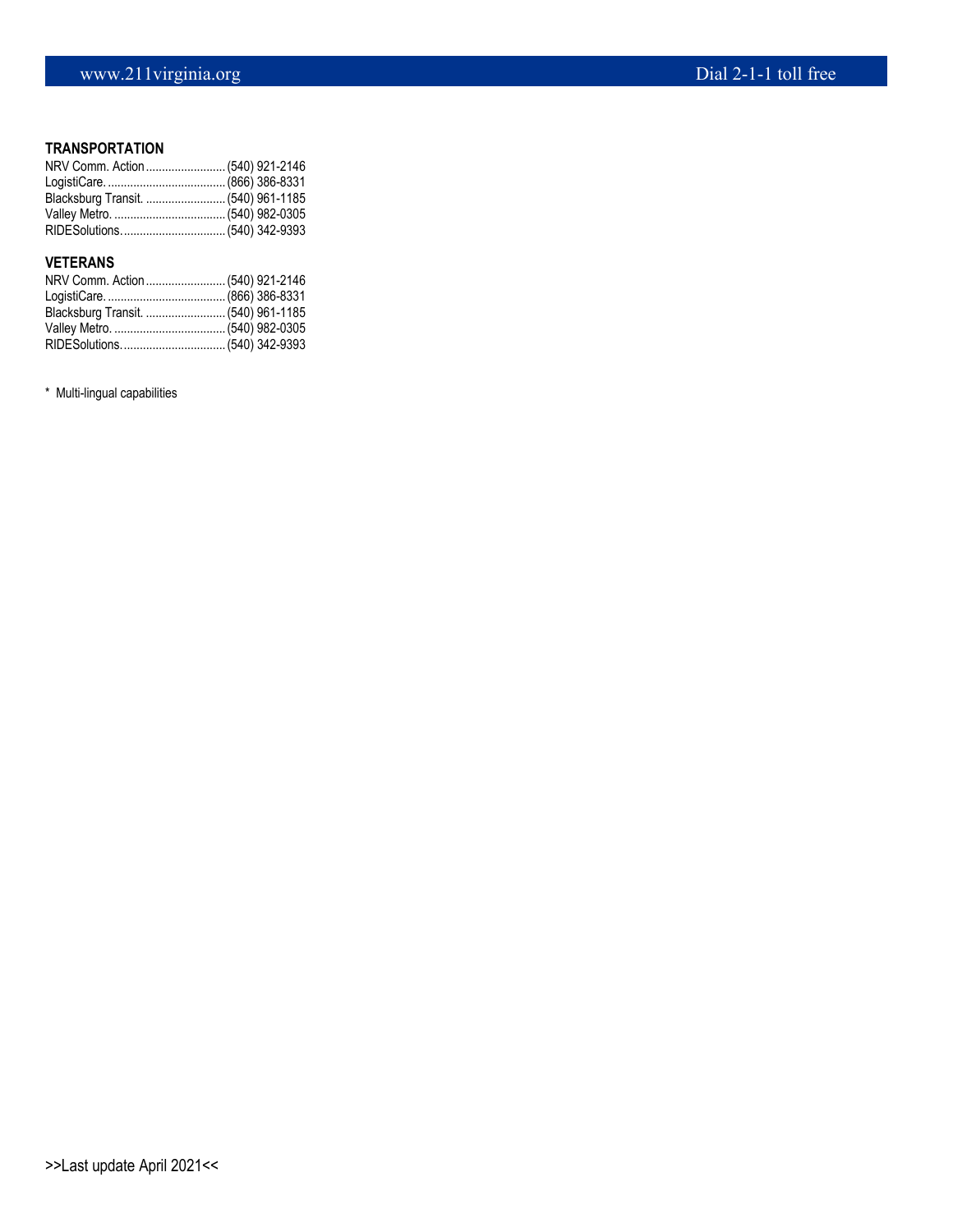## TRANSPORTATION

NRV Comm. Action.........................(540) 921-2146
LogistiCare.....................................(866) 386-8331
Blacksburg Transit. .........................(540) 961-1185
Valley Metro. ...................................(540) 982-0305
RIDESolutions.................................(540) 342-9393

## VETERANS

NRV Comm. Action.........................(540) 921-2146
LogistiCare.....................................(866) 386-8331
Blacksburg Transit. .........................(540) 961-1185
Valley Metro. ...................................(540) 982-0305
RIDESolutions.................................(540) 342-9393

\* Multi-lingual capabilities

>>Last update April 2021<<